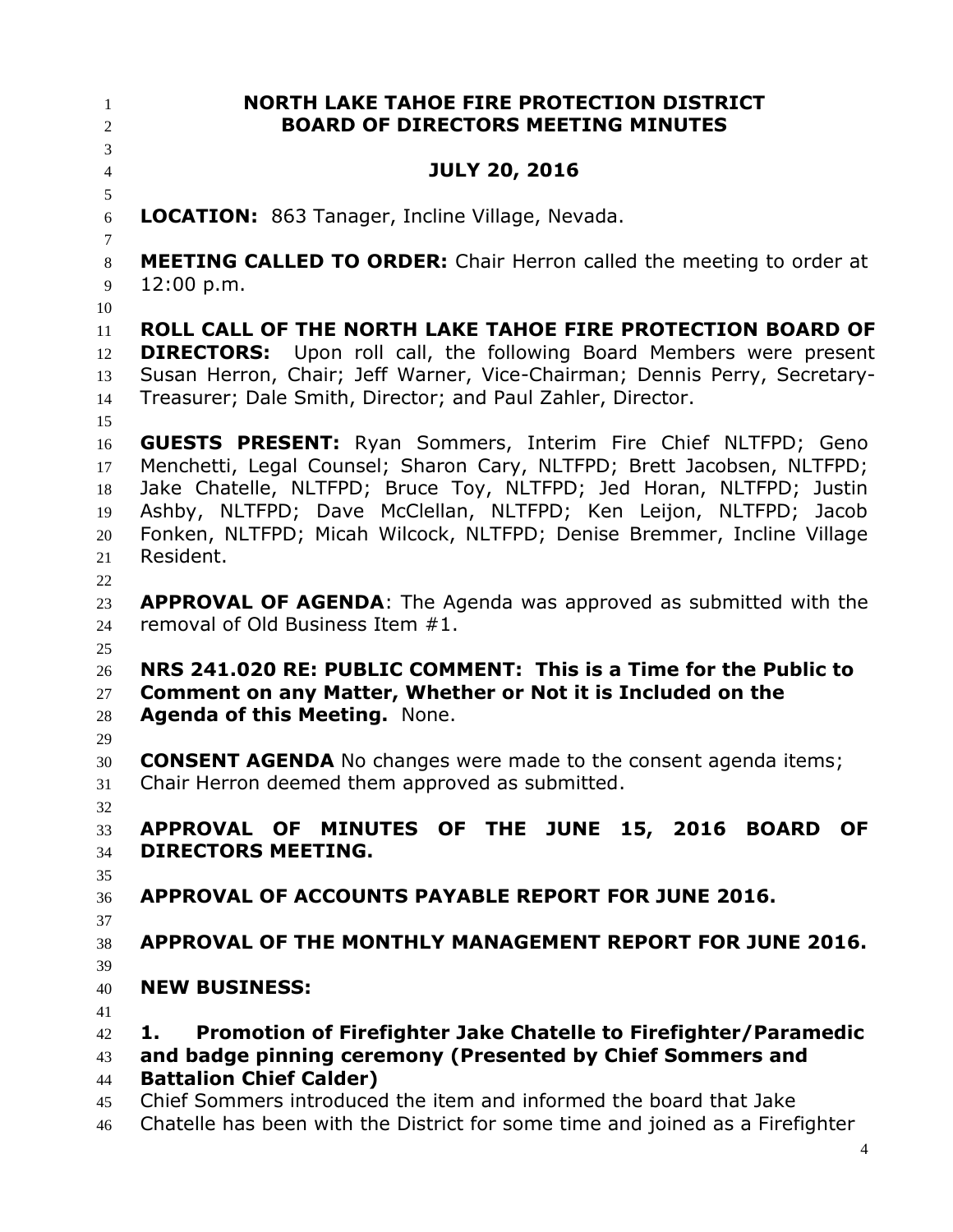# NORTH LAKE TAHOE FIRE PROTECTION DISTRICT
# BOARD OF DIRECTORS MEETING MINUTES

## JULY 20, 2016

**LOCATION:** 863 Tanager, Incline Village, Nevada.

**MEETING CALLED TO ORDER:** Chair Herron called the meeting to order at 12:00 p.m.

**ROLL CALL OF THE NORTH LAKE TAHOE FIRE PROTECTION BOARD OF DIRECTORS:** Upon roll call, the following Board Members were present Susan Herron, Chair; Jeff Warner, Vice-Chairman; Dennis Perry, Secretary-Treasurer; Dale Smith, Director; and Paul Zahler, Director.

**GUESTS PRESENT:** Ryan Sommers, Interim Fire Chief NLTFPD; Geno Menchetti, Legal Counsel; Sharon Cary, NLTFPD; Brett Jacobsen, NLTFPD; Jake Chatelle, NLTFPD; Bruce Toy, NLTFPD; Jed Horan, NLTFPD; Justin Ashby, NLTFPD; Dave McClellan, NLTFPD; Ken Leijon, NLTFPD; Jacob Fonken, NLTFPD; Micah Wilcock, NLTFPD; Denise Bremmer, Incline Village Resident.

**APPROVAL OF AGENDA**: The Agenda was approved as submitted with the removal of Old Business Item #1.

**NRS 241.020 RE: PUBLIC COMMENT: This is a Time for the Public to Comment on any Matter, Whether or Not it is Included on the Agenda of this Meeting.** None.

**CONSENT AGENDA** No changes were made to the consent agenda items; Chair Herron deemed them approved as submitted.

**APPROVAL OF MINUTES OF THE JUNE 15, 2016 BOARD OF DIRECTORS MEETING.**

**APPROVAL OF ACCOUNTS PAYABLE REPORT FOR JUNE 2016.**

**APPROVAL OF THE MONTHLY MANAGEMENT REPORT FOR JUNE 2016.**

**NEW BUSINESS:**

**1. Promotion of Firefighter Jake Chatelle to Firefighter/Paramedic and badge pinning ceremony (Presented by Chief Sommers and Battalion Chief Calder)**

Chief Sommers introduced the item and informed the board that Jake Chatelle has been with the District for some time and joined as a Firefighter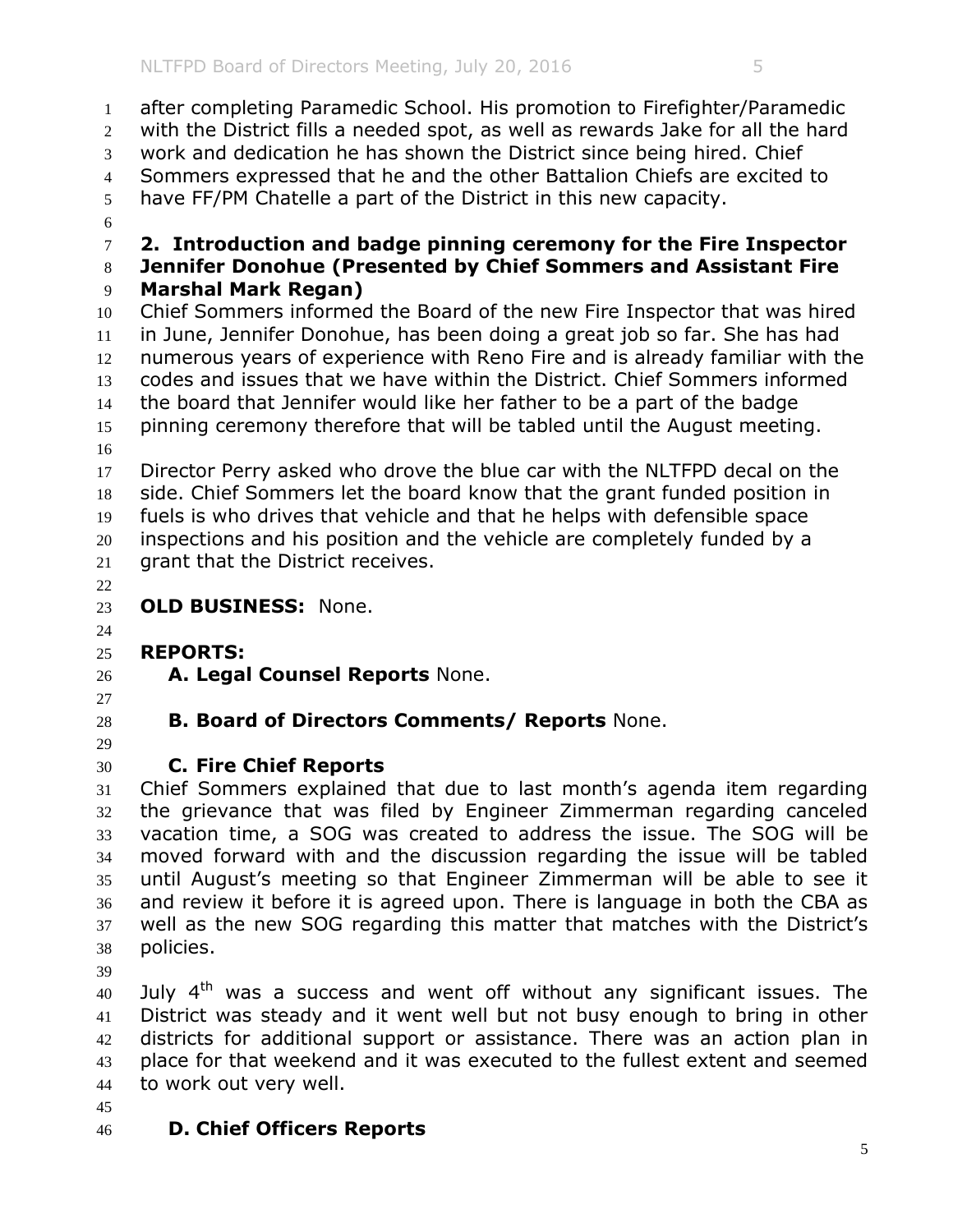after completing Paramedic School. His promotion to Firefighter/Paramedic with the District fills a needed spot, as well as rewards Jake for all the hard work and dedication he has shown the District since being hired. Chief Sommers expressed that he and the other Battalion Chiefs are excited to have FF/PM Chatelle a part of the District in this new capacity.

**2. Introduction and badge pinning ceremony for the Fire Inspector Jennifer Donohue (Presented by Chief Sommers and Assistant Fire Marshal Mark Regan)**

Chief Sommers informed the Board of the new Fire Inspector that was hired in June, Jennifer Donohue, has been doing a great job so far. She has had numerous years of experience with Reno Fire and is already familiar with the codes and issues that we have within the District. Chief Sommers informed the board that Jennifer would like her father to be a part of the badge pinning ceremony therefore that will be tabled until the August meeting.

Director Perry asked who drove the blue car with the NLTFPD decal on the side. Chief Sommers let the board know that the grant funded position in fuels is who drives that vehicle and that he helps with defensible space inspections and his position and the vehicle are completely funded by a grant that the District receives.

**OLD BUSINESS:** None.

**REPORTS:**

**A. Legal Counsel Reports** None.

**B. Board of Directors Comments/ Reports** None.

**C. Fire Chief Reports**

Chief Sommers explained that due to last month's agenda item regarding the grievance that was filed by Engineer Zimmerman regarding canceled vacation time, a SOG was created to address the issue. The SOG will be moved forward with and the discussion regarding the issue will be tabled until August's meeting so that Engineer Zimmerman will be able to see it and review it before it is agreed upon. There is language in both the CBA as well as the new SOG regarding this matter that matches with the District's policies.

July 4th was a success and went off without any significant issues. The District was steady and it went well but not busy enough to bring in other districts for additional support or assistance. There was an action plan in place for that weekend and it was executed to the fullest extent and seemed to work out very well.

**D. Chief Officers Reports**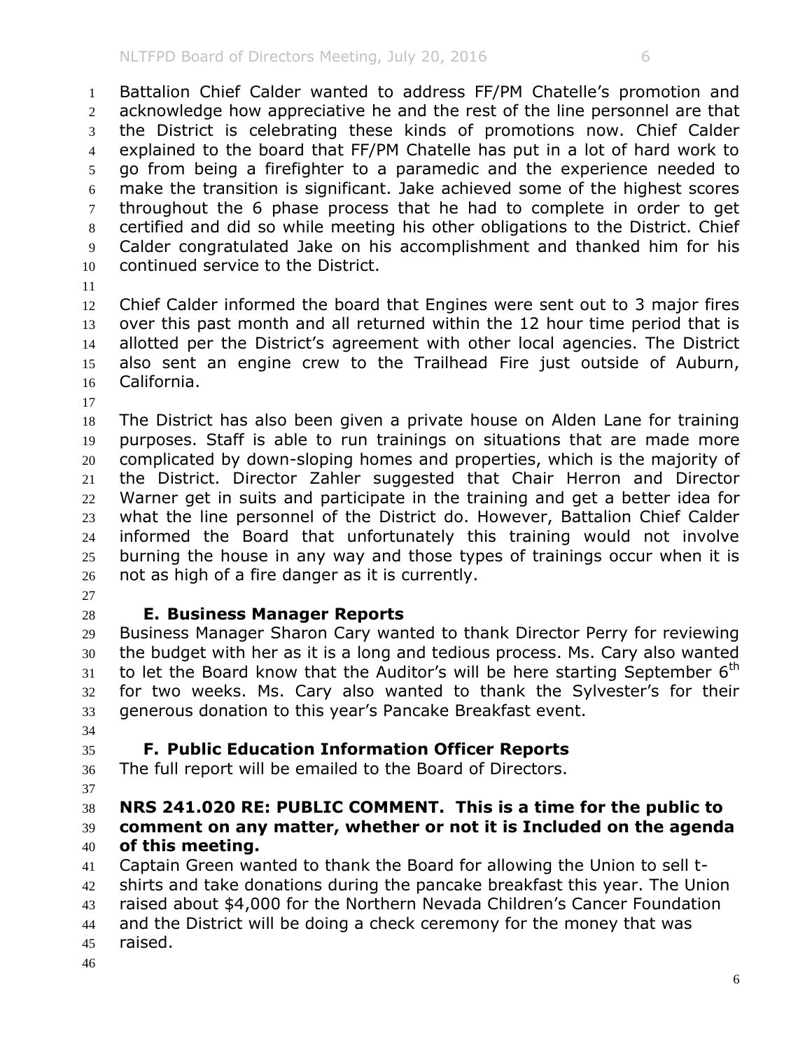Battalion Chief Calder wanted to address FF/PM Chatelle's promotion and acknowledge how appreciative he and the rest of the line personnel are that the District is celebrating these kinds of promotions now. Chief Calder explained to the board that FF/PM Chatelle has put in a lot of hard work to go from being a firefighter to a paramedic and the experience needed to make the transition is significant. Jake achieved some of the highest scores throughout the 6 phase process that he had to complete in order to get certified and did so while meeting his other obligations to the District. Chief Calder congratulated Jake on his accomplishment and thanked him for his continued service to the District.

Chief Calder informed the board that Engines were sent out to 3 major fires over this past month and all returned within the 12 hour time period that is allotted per the District's agreement with other local agencies. The District also sent an engine crew to the Trailhead Fire just outside of Auburn, California.

The District has also been given a private house on Alden Lane for training purposes. Staff is able to run trainings on situations that are made more complicated by down-sloping homes and properties, which is the majority of the District. Director Zahler suggested that Chair Herron and Director Warner get in suits and participate in the training and get a better idea for what the line personnel of the District do. However, Battalion Chief Calder informed the Board that unfortunately this training would not involve burning the house in any way and those types of trainings occur when it is not as high of a fire danger as it is currently.

### E. Business Manager Reports

Business Manager Sharon Cary wanted to thank Director Perry for reviewing the budget with her as it is a long and tedious process. Ms. Cary also wanted to let the Board know that the Auditor's will be here starting September 6th for two weeks. Ms. Cary also wanted to thank the Sylvester's for their generous donation to this year's Pancake Breakfast event.

### F. Public Education Information Officer Reports

The full report will be emailed to the Board of Directors.

**NRS 241.020 RE: PUBLIC COMMENT. This is a time for the public to comment on any matter, whether or not it is Included on the agenda of this meeting.**

Captain Green wanted to thank the Board for allowing the Union to sell t-shirts and take donations during the pancake breakfast this year. The Union raised about $4,000 for the Northern Nevada Children's Cancer Foundation and the District will be doing a check ceremony for the money that was raised.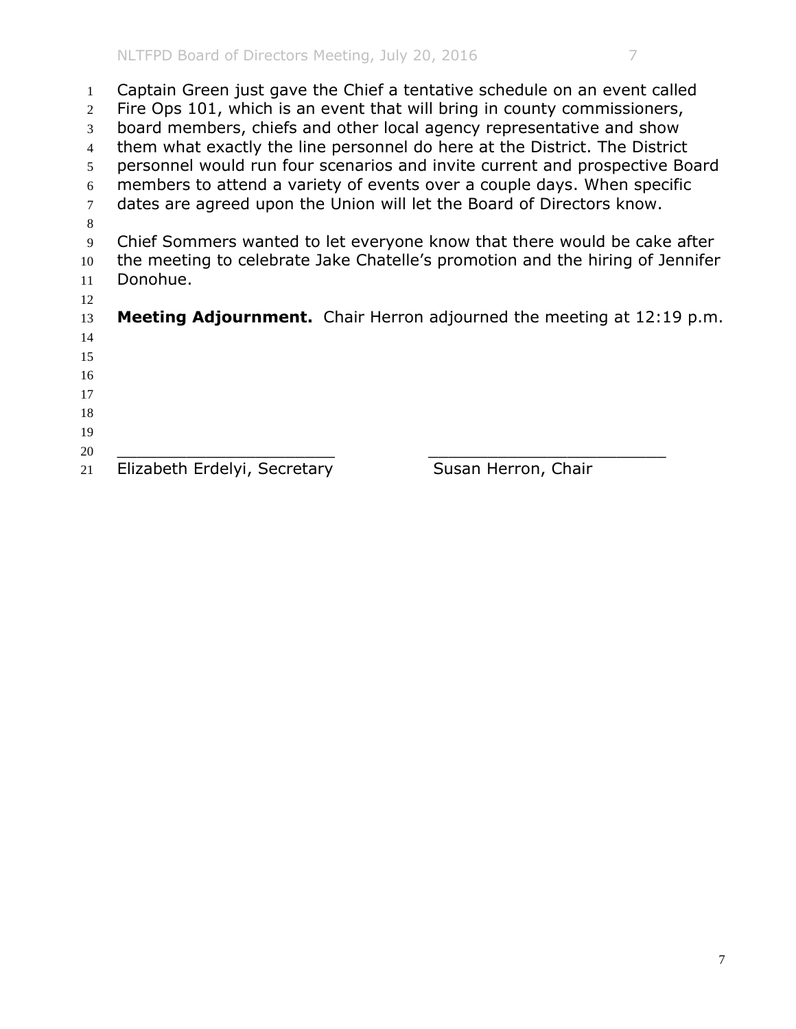Captain Green just gave the Chief a tentative schedule on an event called Fire Ops 101, which is an event that will bring in county commissioners, board members, chiefs and other local agency representative and show them what exactly the line personnel do here at the District. The District personnel would run four scenarios and invite current and prospective Board members to attend a variety of events over a couple days. When specific dates are agreed upon the Union will let the Board of Directors know.

Chief Sommers wanted to let everyone know that there would be cake after the meeting to celebrate Jake Chatelle's promotion and the hiring of Jennifer Donohue.

**Meeting Adjournment.** Chair Herron adjourned the meeting at 12:19 p.m.

_____________________________ _____________________________

Elizabeth Erdelyi, Secretary Susan Herron, Chair